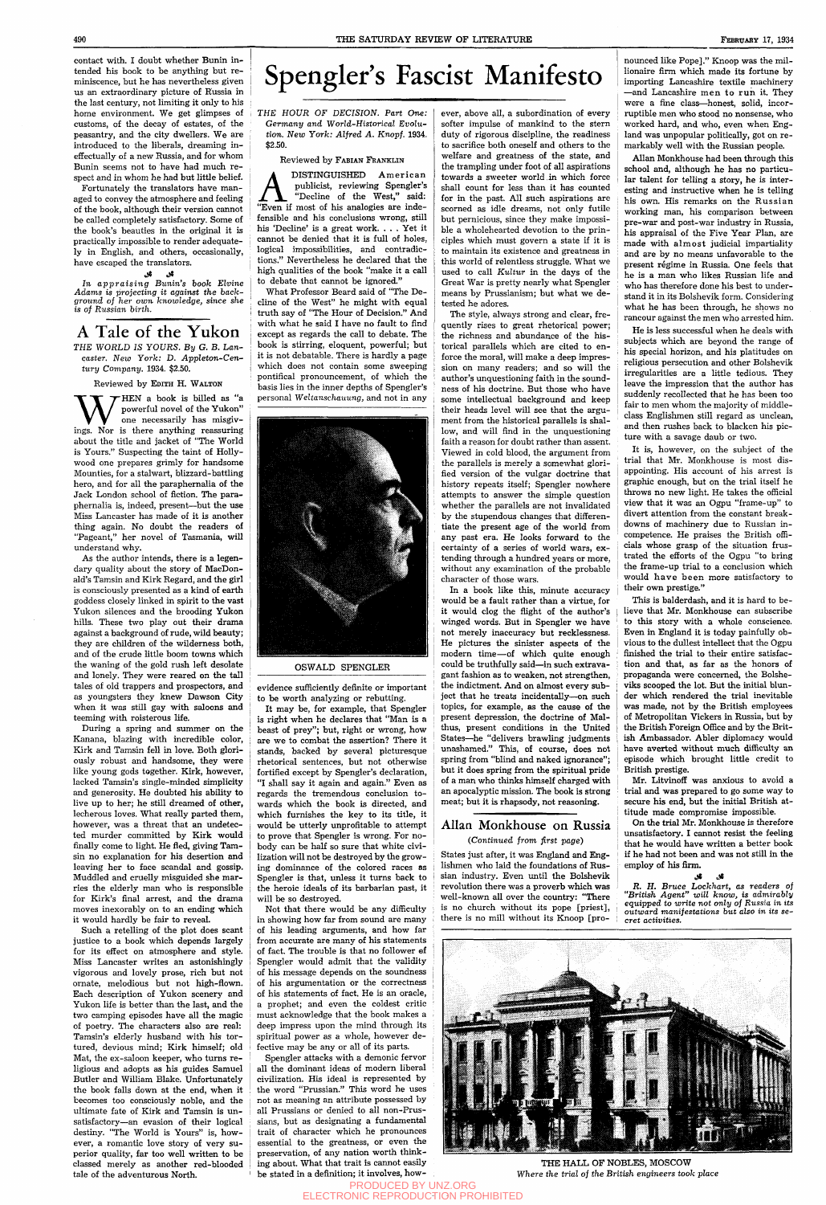contact with. I doubt whether Bunin intended his book to be anything but reminiscence, but he has nevertheless given us an extraordinary picture of Russia in the last century, not limiting it only to his home environment. We get glimpses of customs, of the decay of estates, of the peasantry, and the city dwellers. We are introduced to the liberals, dreaming ineffectually of a new Russia, and for whom Bunin seems not to have had much respect and in whom he had but little belief.

Fortunately the translators have managed to convey the atmosphere and feeling of the book, although their version cannot be called completely satisfactory. Some of the book's beauties in the original it is practically impossible to render adequately in English, and others, occasionally, have escaped the translators.

*In appraising Bunin's book Elvine Adams is projecting it against the background of her own knowledge, since she is of Russian birth.*

## A Tale of the Yukon

*THE WORLD IS YOURS. By G. B. Lancaster. New York: D. Appleton-Century Company. 1934. $2.50.*

Reviewed by EDITH H. WALTON

WHEN a book is billed as "a powerful novel of the Yukon" one necessarily has misgivings. Nor is there anything reassuring about the title and jacket of "The World is Yours." Suspecting the taint of Hollywood one prepares grimly for handsome Mounties, for a stalwart, blizzard-battling hero, and for all the paraphernalia of the Jack London school of fiction. The paraphernalia is, indeed, present—but the use Miss Lancaster has made of it is another thing again. No doubt the readers of "Pageant," her novel of Tasmania, will understand why.

As the author intends, there is a legendary quality about the story of MacDonald's Tamsin and Kirk Regard, and the girl is consciously presented as a kind of earth goddess closely linked in spirit to the vast Yukon silences and the brooding Yukon hills. These two play out their drama against a background of rude, wild beauty; they are children of the wilderness both, and of the crude little boom towns which the waning of the gold rush left desolate and lonely. They were reared on the tall tales of old trappers and prospectors, and as youngsters they knew Dawson City when it was still gay with saloons and teeming with roisterous life.

During a spring and summer on the Kanana, blazing with incredible color, Kirk and Tamsin fell in love. Both gloriously robust and handsome, they were like young gods together. Kirk, however, lacked Tamsin's single-minded simplicity and generosity. He doubted his ability to live up to her; he still dreamed of other, lecherous loves. What really parted them, however, was a threat that an undetected murder committed by Kirk would finally come to light. He fled, giving Tamsin no explanation for his desertion and leaving her to face scandal and gossip. Muddled and cruelly misguided she marries the elderly man who is responsible for Kirk's final arrest, and the drama moves inexorably on to an ending which it would hardly be fair to reveal.

Such a retelling of the plot does scant justice to a book which depends largely for its effect on atmosphere and style. Miss Lancaster writes an astonishingly vigorous and lovely prose, rich but not ornate, melodious but not high-flown. Each description of Yukon scenery and Yukon life is better than the last, and the two camping episodes have all the magic of poetry. The characters also are real: Tamsin's elderly husband with his tortured, devious mind; Kirk himself; old Mat, the ex-saloon keeper, who turns religious and adopts as his guides Samuel Butler and William Blake. Unfortunately the book falls down at the end, when it becomes too consciously noble, and the ultimate fate of Kirk and Tamsin is unsatisfactory—an evasion of their logical destiny. "The World is Yours" is, however, a romantic love story of very superior quality, far too well written to be classed merely as another red-blooded tale of the adventurous North.

# Spengler's Fascist Manifesto

*THE HOUR OF DECISION. Part One: Germany and World-Historical Evolution. New York: Alfred A. Knopf. 1934. $2.50.*

Reviewed by FABIAN FRANKLIN

A DISTINGUISHED American publicist, reviewing Spengler's "Decline of the West," said: "Even if most of his analogies are indefensible and his conclusions wrong, still his 'Decline' is a great work. . . . Yet it cannot be denied that it is full of holes, logical impossibilities, and contradictions." Nevertheless he declared that the high qualities of the book "make it a call to debate that cannot be ignored."

What Professor Beard said of "The Decline of the West" he might with equal truth say of "The Hour of Decision." And with what he said I have no fault to find except as regards the call to debate. The book is stirring, eloquent, powerful; but it is not debatable. There is hardly a page which does not contain some sweeping pontifical pronouncement, of which the basis lies in the inner depths of Spengler's personal *Weltanschauung*, and not in any evidence sufficiently definite or important to be worth analyzing or rebutting.

OSWALD SPENGLER

It may be, for example, that Spengler is right when he declares that "Man is a beast of prey"; but, right or wrong, how are we to combat the assertion? There it stands, backed by several picturesque rhetorical sentences, but not otherwise fortified except by Spengler's declaration, "I shall say it again and again." Even as regards the tremendous conclusion towards which the book is directed, and which furnishes the key to its title, it would be utterly unprofitable to attempt to prove that Spengler is wrong. For nobody can be half so sure that white civilization will not be destroyed by the growing dominance of the colored races as Spengler is that, unless it turns back to the heroic ideals of its barbarian past, it will be so destroyed.

Not that there would be any difficulty in showing how far from sound are many of his leading arguments, and how far from accurate are many of his statements of fact. The trouble is that no follower of Spengler would admit that the validity of his message depends on the soundness of his argumentation or the correctness of his statements of fact. He is an oracle, a prophet; and even the coldest critic must acknowledge that the book makes a deep impress upon the mind through its spiritual power as a whole, however defective may be any or all of its parts.

Spengler attacks with a demonic fervor all the dominant ideas of modern liberal civilization. His ideal is represented by the word "Prussian." This word he uses not as meaning an attribute possessed by all Prussians or denied to all non-Prussians, but as designating a fundamental trait of character which he pronounces essential to the greatness, or even the preservation, of any nation worth thinking about. What that trait is cannot easily be stated in a definition; it involves, however, above all, a subordination of every softer impulse of mankind to the stern duty of rigorous discipline, the readiness to sacrifice both oneself and others to the welfare and greatness of the state, and the trampling under foot of all aspirations towards a sweeter world in which force shall count for less than it has counted for in the past. All such aspirations are scorned as idle dreams, not only futile but pernicious, since they make impossible a wholehearted devotion to the principles which must govern a state if it is to maintain its existence and greatness in this world of relentless struggle. What we used to call *Kultur* in the days of the Great War is pretty nearly what Spengler means by Prussianism; but what we detested he adores.

The style, always strong and clear, frequently rises to great rhetorical power; the richness and abundance of the historical parallels which are cited to enforce the moral, will make a deep impression on many readers; and so will the author's unquestioning faith in the soundness of his doctrine. But those who have some intellectual background and keep their heads level will see that the argument from the historical parallels is shallow, and will find in the unquestioning faith a reason for doubt rather than assent. Viewed in cold blood, the argument from the parallels is merely a somewhat glorified version of the vulgar doctrine that history repeats itself; Spengler nowhere attempts to answer the simple question whether the parallels are not invalidated by the stupendous changes that differentiate the present age of the world from any past era. He looks forward to the certainty of a series of world wars, extending through a hundred years or more, without any examination of the probable character of those wars.

In a book like this, minute accuracy would be a fault rather than a virtue, for it would clog the flight of the author's winged words. But in Spengler we have not merely inaccuracy but recklessness. He pictures the sinister aspects of the modern time—of which quite enough could be truthfully said—in such extravagant fashion as to weaken, not strengthen, the indictment. And on almost every subject that he treats incidentally—on such topics, for example, as the cause of the present depression, the doctrine of Malthus, present conditions in the United States—he "delivers brawling judgments unashamed." This, of course, does not spring from "blind and naked ignorance"; but it does spring from the spiritual pride of a man who thinks himself charged with an apocalyptic mission. The book is strong meat; but it is rhapsody, not reasoning.

## Allan Monkhouse on Russia

*(Continued from first page)*

States just after, it was England and Englishmen who laid the foundations of Russian industry. Even until the Bolshevik revolution there was a proverb which was well-known all over the country: "There is no church without its pope [priest], there is no mill without its Knoop [pronounced like Pope]." Knoop was the millionaire firm which made its fortune by importing Lancashire textile machinery —and Lancashire men to run it. They were a fine class—honest, solid, incorruptible men who stood no nonsense, who worked hard, and who, even when England was unpopular politically, got on remarkably well with the Russian people.

Allan Monkhouse had been through this school and, although he has no particular talent for telling a story, he is interesting and instructive when he is telling his own. His remarks on the Russian working man, his comparison between pre-war and post-war industry in Russia, his appraisal of the Five Year Plan, are made with almost judicial impartiality and are by no means unfavorable to the present régime in Russia. One feels that he is a man who likes Russian life and who has therefore done his best to understand it in its Bolshevik form. Considering what he has been through, he shows no rancour against the men who arrested him.

He is less successful when he deals with subjects which are beyond the range of his special horizon, and his platitudes on religious persecution and other Bolshevik irregularities are a little tedious. They leave the impression that the author has suddenly recollected that he has been too fair to men whom the majority of middle-class Englishmen still regard as unclean, and then rushes back to blacken his picture with a savage daub or two.

It is, however, on the subject of the trial that Mr. Monkhouse is most disappointing. His account of his arrest is graphic enough, but on the trial itself he throws no new light. He takes the official view that it was an Ogpu "frame-up" to divert attention from the constant breakdowns of machinery due to Russian incompetence. He praises the British officials whose grasp of the situation frustrated the efforts of the Ogpu "to bring the frame-up trial to a conclusion which would have been more satisfactory to their own prestige."

This is balderdash, and it is hard to believe that Mr. Monkhouse can subscribe to this story with a whole conscience. Even in England it is today painfully obvious to the dullest intellect that the Ogpu finished the trial to their entire satisfaction and that, as far as the honors of propaganda were concerned, the Bolsheviks scooped the lot. But the initial blunder which rendered the trial inevitable was made, not by the British employees of Metropolitan Vickers in Russia, but by the British Foreign Office and by the British Ambassador. Abler diplomacy would have averted without much difficulty an episode which brought little credit to British prestige.

Mr. Litvinoff was anxious to avoid a trial and was prepared to go some way to secure his end, but the initial British attitude made compromise impossible.

On the trial Mr. Monkhouse is therefore unsatisfactory. I cannot resist the feeling that he would have written a better book if he had not been and was not still in the employ of his firm.

*R. H. Bruce Lockhart, as readers of "British Agent" will know, is admirably equipped to write not only of Russia in its outward manifestations but also in its secret activities.*

THE HALL OF NOBLES, MOSCOW
*Where the trial of the British engineers took place*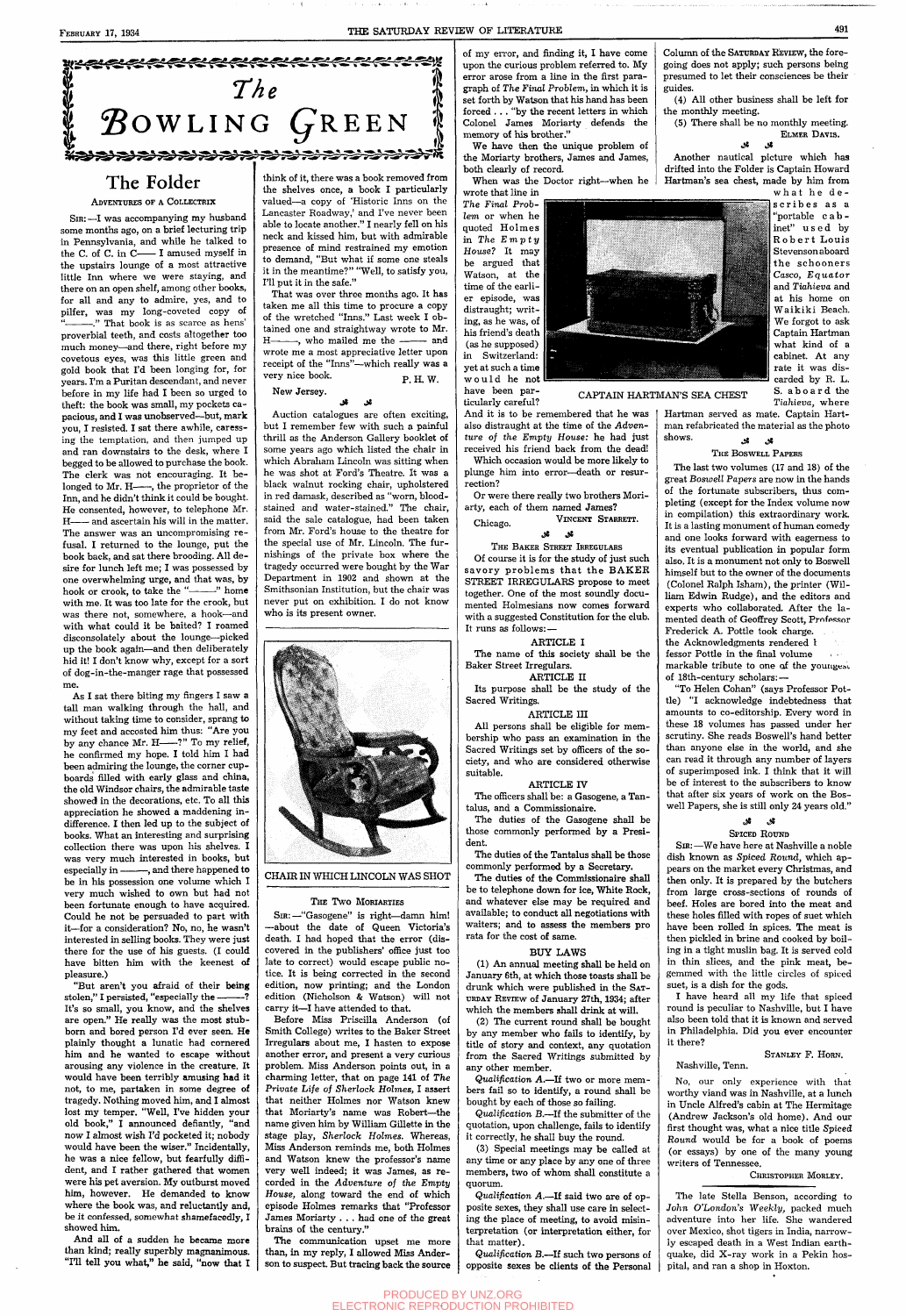# The Bowling Green

## The Folder

ADVENTURES OF A COLLECTRIX

SIR:—I was accompanying my husband some months ago, on a brief lecturing trip in Pennsylvania, and while he talked to the C. of C. in C—— I amused myself in the upstairs lounge of a most attractive little Inn where we were staying, and there on an open shelf, among other books, for all and any to admire, yes, and to pilfer, was my long-coveted copy of "———." That book is as scarce as hens' proverbial teeth, and costs altogether too much money—and there, right before my covetous eyes, was this little green and gold book that I'd been longing for, for years. I'm a Puritan descendant, and never before in my life had I been so urged to theft: the book was small, my pockets capacious, and I was unobserved—but, mark you, I resisted. I sat there awhile, caressing the temptation, and then jumped up and ran downstairs to the desk, where I begged to be allowed to purchase the book. The clerk was not encouraging. It belonged to Mr. H——, the proprietor of the Inn, and he didn't think it could be bought. He consented, however, to telephone Mr. H—— and ascertain his will in the matter. The answer was an uncompromising refusal. I returned to the lounge, put the book back, and sat there brooding. All desire for lunch left me; I was possessed by one overwhelming urge, and that was, by hook or crook, to take the "———" home with me. It was too late for the crook, but was there not, somewhere, a hook—and with what could it be baited? I roamed disconsolately about the lounge—picked up the book again—and then deliberately hid it! I don't know why, except for a sort of dog-in-the-manger rage that possessed me.

As I sat there biting my fingers I saw a tall man walking through the hall, and without taking time to consider, sprang to my feet and accosted him thus: "Are you by any chance Mr. H——?" To my relief, he confirmed my hope. I told him I had been admiring the lounge, the corner cupboards filled with early glass and china, the old Windsor chairs, the admirable taste showed in the decorations, etc. To all this appreciation he showed a maddening indifference. I then led up to the subject of books. What an interesting and surprising collection there was upon his shelves. I was very much interested in books, but especially in ———, and there happened to be in his possession one volume which I very much wished to own but had not been fortunate enough to have acquired. Could he not be persuaded to part with it—for a consideration? No, no, he wasn't interested in selling books. They were just there for the use of his guests. (I could have bitten him with the keenest of pleasure.)

"But aren't you afraid of their being stolen," I persisted, "especially the ———? It's so small, you know, and the shelves are open." He really was the most stubborn and bored person I'd ever seen. He plainly thought a lunatic had cornered him and he wanted to escape without arousing any violence in the creature. It would have been terribly amusing had it not, to me, partaken in some degree of tragedy. Nothing moved him, and I almost lost my temper. "Well, I've hidden your old book," I announced defiantly, "and now I almost wish I'd pocketed it; nobody would have been the wiser." Incidentally, he was a nice fellow, but fearfully diffident, and I rather gathered that women were his pet aversion. My outburst moved him, however. He demanded to know where the book was, and reluctantly and, be it confessed, somewhat shamefacedly, I showed him.

And all of a sudden he became more than kind; really superbly magnanimous. "I'll tell you what," he said, "now that I think of it, there was a book removed from the shelves once, a book I particularly valued—a copy of 'Historic Inns on the Lancaster Roadway,' and I've never been able to locate another." I nearly fell on his neck and kissed him, but with admirable presence of mind restrained my emotion to demand, "But what if some one steals it in the meantime?" "Well, to satisfy you, I'll put it in the safe."

That was over three months ago. It has taken me all this time to procure a copy of the wretched "Inns." Last week I obtained one and straightway wrote to Mr. H——, who mailed me the ——— and wrote me a most appreciative letter upon receipt of the "Inns"—which really was a very nice book.

P. H. W.

New Jersey.

Auction catalogues are often exciting, but I remember few with such a painful thrill as the Anderson Gallery booklet of some years ago which listed the chair in which Abraham Lincoln was sitting when he was shot at Ford's Theatre. It was a black walnut rocking chair, upholstered in red damask, described as "worn, blood-stained and water-stained." The chair, said the sale catalogue, had been taken from Mr. Ford's house to the theatre for the special use of Mr. Lincoln. The furnishings of the private box where the tragedy occurred were bought by the War Department in 1902 and shown at the Smithsonian Institution, but the chair was never put on exhibition. I do not know who is its present owner.

CHAIR IN WHICH LINCOLN WAS SHOT

THE TWO MORIARTIES

SIR:—"Gasogene" is right—damn him! —about the date of Queen Victoria's death. I had hoped that the error (discovered in the publishers' office just too late to correct) would escape public notice. It is being corrected in the second edition, now printing; and the London edition (Nicholson & Watson) will not carry it—I have attended to that.

Before Miss Priscilla Anderson (of Smith College) writes to the Baker Street Irregulars about me, I hasten to expose another error, and present a very curious problem. Miss Anderson points out, in a charming letter, that on page 141 of *The Private Life of Sherlock Holmes*, I assert that neither Holmes nor Watson knew that Moriarty's name was Robert—the name given him by William Gillette in the stage play, *Sherlock Holmes*. Whereas, Miss Anderson reminds me, both Holmes and Watson knew the professor's name very well indeed; it was James, as recorded in the *Adventure of the Empty House*, along toward the end of which episode Holmes remarks that "Professor James Moriarty . . . had one of the great brains of the century."

The communication upset me more than, in my reply, I allowed Miss Anderson to suspect. But tracing back the source of my error, and finding it, I have come upon the curious problem referred to. My error arose from a line in the first paragraph of *The Final Problem*, in which it is set forth by Watson that his hand has been forced . . . "by the recent letters in which Colonel James Moriarty defends the memory of his brother."

We have then the unique problem of the Moriarty brothers, James and James, both clearly of record.

When was the Doctor right—when he wrote that line in *The Final Problem* or when he quoted Holmes in *The Empty House*? It may be argued that Watson, at the time of the earlier episode, was distraught; writing, as he was, of his friend's death (as he supposed) in Switzerland: yet at such a time would he not have been particularly careful? And it is to be remembered that he was also distraught at the time of the *Adventure of the Empty House*: he had just received his friend back from the dead!

Which occasion would be more likely to plunge him into error—death or resurrection?

Or were there really two brothers Moriarty, each of them named James?

VINCENT STARRETT.

Chicago.

THE BAKER STREET IRREGULARS

Of course it is for the study of just such savory problems that the BAKER STREET IRREGULARS propose to meet together. One of the most soundly documented Holmesians now comes forward with a suggested Constitution for the club. It runs as follows:—

ARTICLE I

The name of this society shall be the Baker Street Irregulars.

ARTICLE II

Its purpose shall be the study of the Sacred Writings.

ARTICLE III

All persons shall be eligible for membership who pass an examination in the Sacred Writings set by officers of the society, and who are considered otherwise suitable.

ARTICLE IV

The officers shall be: a Gasogene, a Tantalus, and a Commissionaire.

The duties of the Gasogene shall be those commonly performed by a President.

The duties of the Tantalus shall be those commonly performed by a Secretary.

The duties of the Commissionaire shall be to telephone down for ice, White Rock, and whatever else may be required and available; to conduct all negotiations with waiters; and to assess the members pro rata for the cost of same.

BUY LAWS

(1) An annual meeting shall be held on January 6th, at which those toasts shall be drunk which were published in the SATURDAY REVIEW of January 27th, 1934; after which the members shall drink at will.

(2) The current round shall be bought by any member who fails to identify, by title of story and context, any quotation from the Sacred Writings submitted by any other member.

*Qualification A.*—If two or more members fail so to identify, a round shall be bought by each of those so failing.

*Qualification B.*—If the submitter of the quotation, upon challenge, fails to identify it correctly, he shall buy the round.

(3) Special meetings may be called at any time or any place by any one of three members, two of whom shall constitute a quorum.

*Qualification A.*—If said two are of opposite sexes, they shall use care in selecting the place of meeting, to avoid misinterpretation (or interpretation either, for that matter).

*Qualification B.*—If such two persons of opposite sexes be clients of the Personal Column of the SATURDAY REVIEW, the foregoing does not apply; such persons being presumed to let their consciences be their guides.

(4) All other business shall be left for the monthly meeting.

(5) There shall be no monthly meeting.

ELMER DAVIS.

Another nautical picture which has drifted into the Folder is Captain Howard Hartman's sea chest, made by him from what he describes as a "portable cabinet" used by Robert Louis Stevenson aboard the schooners *Casco*, *Equator* and *Tiahieva* and at his home on Waikiki Beach. We forgot to ask Captain Hartman what kind of a cabinet. At any rate it was discarded by R. L. S. aboard the *Tiahieva*, where Hartman served as mate. Captain Hartman refabricated the material as the photo shows.

CAPTAIN HARTMAN'S SEA CHEST

THE BOSWELL PAPERS

The last two volumes (17 and 18) of the great *Boswell Papers* are now in the hands of the fortunate subscribers, thus completing (except for the Index volume now in compilation) this extraordinary work. It is a lasting monument of human comedy and one looks forward with eagerness to its eventual publication in popular form also. It is a monument not only to Boswell himself but to the owner of the documents (Colonel Ralph Isham), the printer (William Edwin Rudge), and the editors and experts who collaborated. After the lamented death of Geoffrey Scott, Professor Frederick A. Pottle took charge. the Acknowledgments rendered b fessor Pottle in the final volume markable tribute to one of the youngest of 18th-century scholars:—

"To Helen Cohan" (says Professor Pottle) "I acknowledge indebtedness that amounts to co-editorship. Every word in these 18 volumes has passed under her scrutiny. She reads Boswell's hand better than anyone else in the world, and she can read it through any number of layers of superimposed ink. I think that it will be of interest to the subscribers to know that after six years of work on the Boswell Papers, she is still only 24 years old."

SPICED ROUND

SIR:—We have here at Nashville a noble dish known as *Spiced Round*, which appears on the market every Christmas, and then only. It is prepared by the butchers from large cross-sections of rounds of beef. Holes are bored into the meat and these holes filled with ropes of suet which have been rolled in spices. The meat is then pickled in brine and cooked by boiling in a tight muslin bag. It is served cold in thin slices, and the pink meat, begemmed with the little circles of spiced suet, is a dish for the gods.

I have heard all my life that spiced round is peculiar to Nashville, but I have also been told that it is known and served in Philadelphia. Did you ever encounter it there?

STANLEY F. HORN.

Nashville, Tenn.

No, our only experience with that worthy viand was in Nashville, at a lunch in Uncle Alfred's cabin at The Hermitage (Andrew Jackson's old home). And our first thought was, what a nice title *Spiced Round* would be for a book of poems (or essays) by one of the many young writers of Tennessee.

CHRISTOPHER MORLEY.

The late Stella Benson, according to *John O'London's Weekly*, packed much adventure into her life. She wandered over Mexico, shot tigers in India, narrowly escaped death in a West Indian earthquake, did X-ray work in a Pekin hospital, and ran a shop in Hoxton.